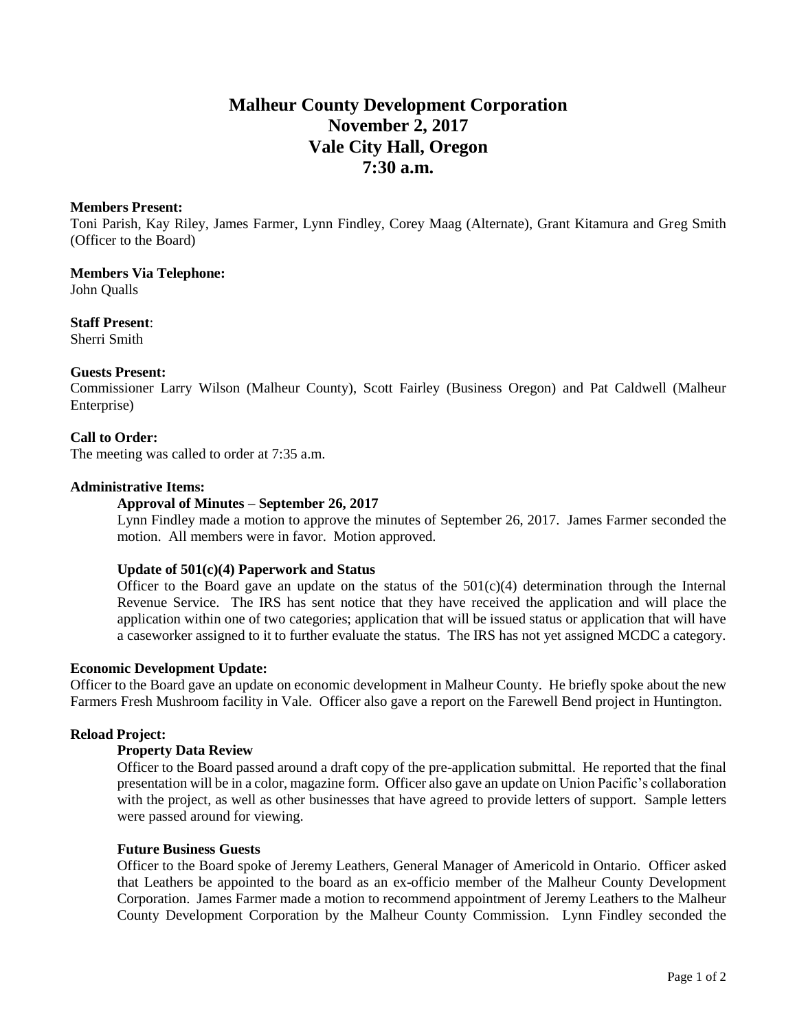# Malheur County Development Corporation
# November 2, 2017
# Vale City Hall, Oregon
# 7:30 a.m.

**Members Present:**
Toni Parish, Kay Riley, James Farmer, Lynn Findley, Corey Maag (Alternate), Grant Kitamura and Greg Smith (Officer to the Board)

**Members Via Telephone:**
John Qualls

**Staff Present**:
Sherri Smith

**Guests Present:**
Commissioner Larry Wilson (Malheur County), Scott Fairley (Business Oregon) and Pat Caldwell (Malheur Enterprise)

**Call to Order:**
The meeting was called to order at 7:35 a.m.

**Administrative Items:**

**Approval of Minutes – September 26, 2017**
Lynn Findley made a motion to approve the minutes of September 26, 2017. James Farmer seconded the motion. All members were in favor. Motion approved.

**Update of 501(c)(4) Paperwork and Status**
Officer to the Board gave an update on the status of the 501(c)(4) determination through the Internal Revenue Service. The IRS has sent notice that they have received the application and will place the application within one of two categories; application that will be issued status or application that will have a caseworker assigned to it to further evaluate the status. The IRS has not yet assigned MCDC a category.

**Economic Development Update:**
Officer to the Board gave an update on economic development in Malheur County. He briefly spoke about the new Farmers Fresh Mushroom facility in Vale. Officer also gave a report on the Farewell Bend project in Huntington.

**Reload Project:**

**Property Data Review**
Officer to the Board passed around a draft copy of the pre-application submittal. He reported that the final presentation will be in a color, magazine form. Officer also gave an update on Union Pacific's collaboration with the project, as well as other businesses that have agreed to provide letters of support. Sample letters were passed around for viewing.

**Future Business Guests**
Officer to the Board spoke of Jeremy Leathers, General Manager of Americold in Ontario. Officer asked that Leathers be appointed to the board as an ex-officio member of the Malheur County Development Corporation. James Farmer made a motion to recommend appointment of Jeremy Leathers to the Malheur County Development Corporation by the Malheur County Commission. Lynn Findley seconded the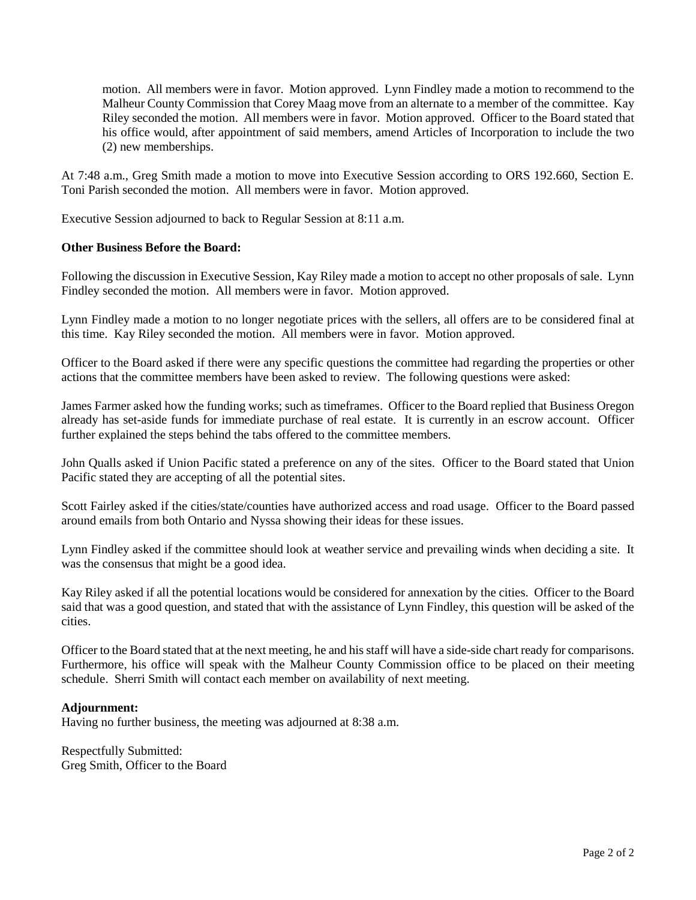motion. All members were in favor. Motion approved. Lynn Findley made a motion to recommend to the Malheur County Commission that Corey Maag move from an alternate to a member of the committee. Kay Riley seconded the motion. All members were in favor. Motion approved. Officer to the Board stated that his office would, after appointment of said members, amend Articles of Incorporation to include the two (2) new memberships.

At 7:48 a.m., Greg Smith made a motion to move into Executive Session according to ORS 192.660, Section E. Toni Parish seconded the motion. All members were in favor. Motion approved.

Executive Session adjourned to back to Regular Session at 8:11 a.m.

**Other Business Before the Board:**

Following the discussion in Executive Session, Kay Riley made a motion to accept no other proposals of sale. Lynn Findley seconded the motion. All members were in favor. Motion approved.

Lynn Findley made a motion to no longer negotiate prices with the sellers, all offers are to be considered final at this time. Kay Riley seconded the motion. All members were in favor. Motion approved.

Officer to the Board asked if there were any specific questions the committee had regarding the properties or other actions that the committee members have been asked to review. The following questions were asked:

James Farmer asked how the funding works; such as timeframes. Officer to the Board replied that Business Oregon already has set-aside funds for immediate purchase of real estate. It is currently in an escrow account. Officer further explained the steps behind the tabs offered to the committee members.

John Qualls asked if Union Pacific stated a preference on any of the sites. Officer to the Board stated that Union Pacific stated they are accepting of all the potential sites.

Scott Fairley asked if the cities/state/counties have authorized access and road usage. Officer to the Board passed around emails from both Ontario and Nyssa showing their ideas for these issues.

Lynn Findley asked if the committee should look at weather service and prevailing winds when deciding a site. It was the consensus that might be a good idea.

Kay Riley asked if all the potential locations would be considered for annexation by the cities. Officer to the Board said that was a good question, and stated that with the assistance of Lynn Findley, this question will be asked of the cities.

Officer to the Board stated that at the next meeting, he and his staff will have a side-side chart ready for comparisons. Furthermore, his office will speak with the Malheur County Commission office to be placed on their meeting schedule. Sherri Smith will contact each member on availability of next meeting.

**Adjournment:**
Having no further business, the meeting was adjourned at 8:38 a.m.

Respectfully Submitted:
Greg Smith, Officer to the Board